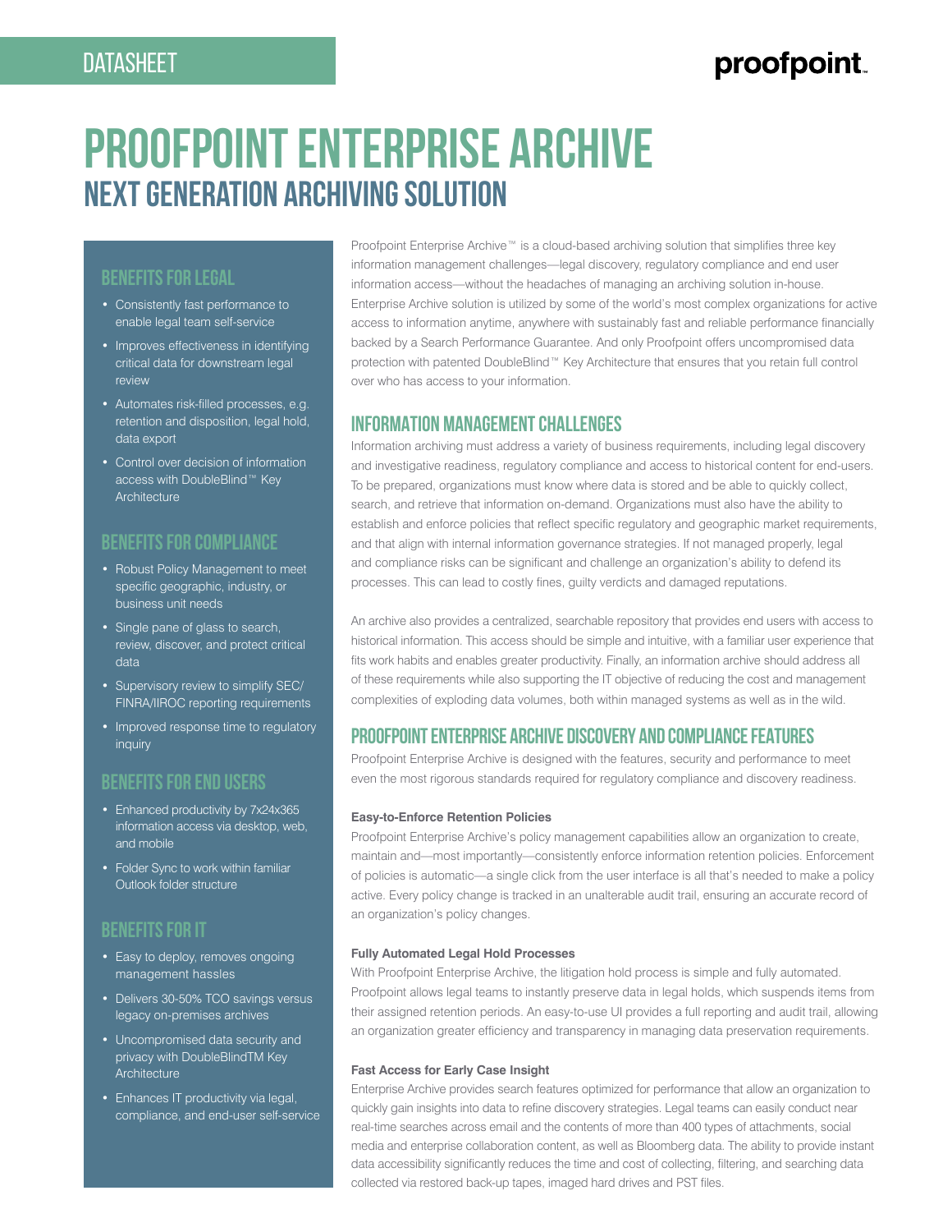DATASHEET

# PROOFPOINT ENTERPRISE ARCHIVE

## NEXT GENERATION ARCHIVING SOLUTION

### BENEFITS FOR LEGAL

- Consistently fast performance to enable legal team self-service
- Improves effectiveness in identifying critical data for downstream legal review
- Automates risk-filled processes, e.g. retention and disposition, legal hold, data export
- Control over decision of information access with DoubleBlind™ Key Architecture

### BENEFITS FOR COMPLIANCE

- Robust Policy Management to meet specific geographic, industry, or business unit needs
- Single pane of glass to search, review, discover, and protect critical data
- Supervisory review to simplify SEC/FINRA/IIROC reporting requirements
- Improved response time to regulatory inquiry

### BENEFITS FOR END USERS

- Enhanced productivity by 7x24x365 information access via desktop, web, and mobile
- Folder Sync to work within familiar Outlook folder structure

### BENEFITS FOR IT

- Easy to deploy, removes ongoing management hassles
- Delivers 30-50% TCO savings versus legacy on-premises archives
- Uncompromised data security and privacy with DoubleBlindTM Key Architecture
- Enhances IT productivity via legal, compliance, and end-user self-service

Proofpoint Enterprise Archive™ is a cloud-based archiving solution that simplifies three key information management challenges—legal discovery, regulatory compliance and end user information access—without the headaches of managing an archiving solution in-house. Enterprise Archive solution is utilized by some of the world's most complex organizations for active access to information anytime, anywhere with sustainably fast and reliable performance financially backed by a Search Performance Guarantee. And only Proofpoint offers uncompromised data protection with patented DoubleBlind™ Key Architecture that ensures that you retain full control over who has access to your information.

### INFORMATION MANAGEMENT CHALLENGES

Information archiving must address a variety of business requirements, including legal discovery and investigative readiness, regulatory compliance and access to historical content for end-users. To be prepared, organizations must know where data is stored and be able to quickly collect, search, and retrieve that information on-demand. Organizations must also have the ability to establish and enforce policies that reflect specific regulatory and geographic market requirements, and that align with internal information governance strategies. If not managed properly, legal and compliance risks can be significant and challenge an organization's ability to defend its processes. This can lead to costly fines, guilty verdicts and damaged reputations.

An archive also provides a centralized, searchable repository that provides end users with access to historical information. This access should be simple and intuitive, with a familiar user experience that fits work habits and enables greater productivity. Finally, an information archive should address all of these requirements while also supporting the IT objective of reducing the cost and management complexities of exploding data volumes, both within managed systems as well as in the wild.

### PROOFPOINT ENTERPRISE ARCHIVE DISCOVERY AND COMPLIANCE FEATURES

Proofpoint Enterprise Archive is designed with the features, security and performance to meet even the most rigorous standards required for regulatory compliance and discovery readiness.

**Easy-to-Enforce Retention Policies**

Proofpoint Enterprise Archive's policy management capabilities allow an organization to create, maintain and—most importantly—consistently enforce information retention policies. Enforcement of policies is automatic—a single click from the user interface is all that's needed to make a policy active. Every policy change is tracked in an unalterable audit trail, ensuring an accurate record of an organization's policy changes.

**Fully Automated Legal Hold Processes**

With Proofpoint Enterprise Archive, the litigation hold process is simple and fully automated. Proofpoint allows legal teams to instantly preserve data in legal holds, which suspends items from their assigned retention periods. An easy-to-use UI provides a full reporting and audit trail, allowing an organization greater efficiency and transparency in managing data preservation requirements.

**Fast Access for Early Case Insight**

Enterprise Archive provides search features optimized for performance that allow an organization to quickly gain insights into data to refine discovery strategies. Legal teams can easily conduct near real-time searches across email and the contents of more than 400 types of attachments, social media and enterprise collaboration content, as well as Bloomberg data. The ability to provide instant data accessibility significantly reduces the time and cost of collecting, filtering, and searching data collected via restored back-up tapes, imaged hard drives and PST files.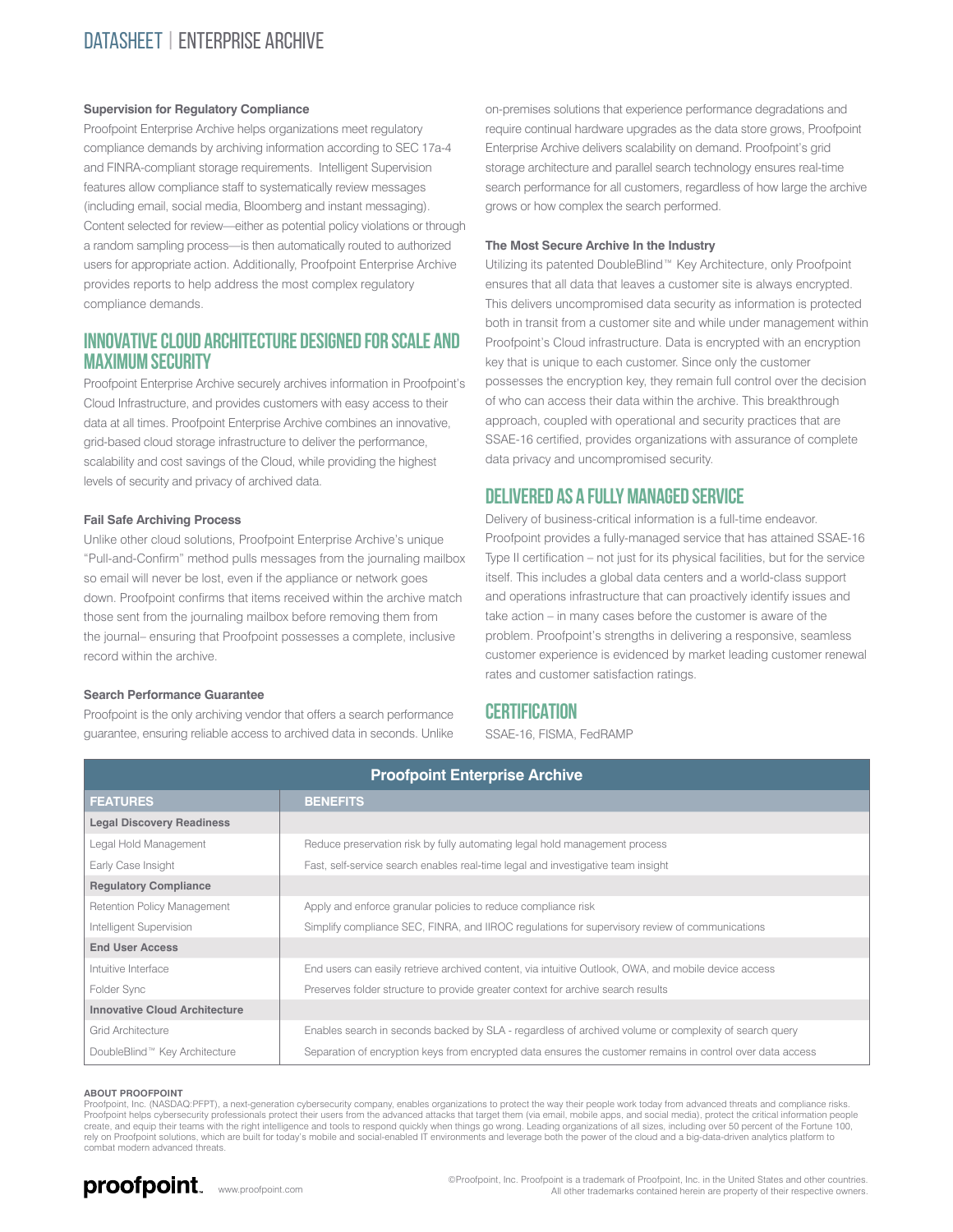### Supervision for Regulatory Compliance

Proofpoint Enterprise Archive helps organizations meet regulatory compliance demands by archiving information according to SEC 17a-4 and FINRA-compliant storage requirements. Intelligent Supervision features allow compliance staff to systematically review messages (including email, social media, Bloomberg and instant messaging). Content selected for review—either as potential policy violations or through a random sampling process—is then automatically routed to authorized users for appropriate action. Additionally, Proofpoint Enterprise Archive provides reports to help address the most complex regulatory compliance demands.

## INNOVATIVE CLOUD ARCHITECTURE DESIGNED FOR SCALE AND MAXIMUM SECURITY

Proofpoint Enterprise Archive securely archives information in Proofpoint's Cloud Infrastructure, and provides customers with easy access to their data at all times. Proofpoint Enterprise Archive combines an innovative, grid-based cloud storage infrastructure to deliver the performance, scalability and cost savings of the Cloud, while providing the highest levels of security and privacy of archived data.

### Fail Safe Archiving Process

Unlike other cloud solutions, Proofpoint Enterprise Archive's unique "Pull-and-Confirm" method pulls messages from the journaling mailbox so email will never be lost, even if the appliance or network goes down. Proofpoint confirms that items received within the archive match those sent from the journaling mailbox before removing them from the journal– ensuring that Proofpoint possesses a complete, inclusive record within the archive.

### Search Performance Guarantee

Proofpoint is the only archiving vendor that offers a search performance guarantee, ensuring reliable access to archived data in seconds. Unlike on-premises solutions that experience performance degradations and require continual hardware upgrades as the data store grows, Proofpoint Enterprise Archive delivers scalability on demand. Proofpoint's grid storage architecture and parallel search technology ensures real-time search performance for all customers, regardless of how large the archive grows or how complex the search performed.

### The Most Secure Archive In the Industry

Utilizing its patented DoubleBlind™ Key Architecture, only Proofpoint ensures that all data that leaves a customer site is always encrypted. This delivers uncompromised data security as information is protected both in transit from a customer site and while under management within Proofpoint's Cloud infrastructure. Data is encrypted with an encryption key that is unique to each customer. Since only the customer possesses the encryption key, they remain full control over the decision of who can access their data within the archive. This breakthrough approach, coupled with operational and security practices that are SSAE-16 certified, provides organizations with assurance of complete data privacy and uncompromised security.

## DELIVERED AS A FULLY MANAGED SERVICE

Delivery of business-critical information is a full-time endeavor. Proofpoint provides a fully-managed service that has attained SSAE-16 Type II certification – not just for its physical facilities, but for the service itself. This includes a global data centers and a world-class support and operations infrastructure that can proactively identify issues and take action – in many cases before the customer is aware of the problem. Proofpoint's strengths in delivering a responsive, seamless customer experience is evidenced by market leading customer renewal rates and customer satisfaction ratings.

## CERTIFICATION

SSAE-16, FISMA, FedRAMP

**Proofpoint Enterprise Archive**

| FEATURES | BENEFITS |
|---|---|
| **Legal Discovery Readiness** | |
| Legal Hold Management | Reduce preservation risk by fully automating legal hold management process |
| Early Case Insight | Fast, self-service search enables real-time legal and investigative team insight |
| **Regulatory Compliance** | |
| Retention Policy Management | Apply and enforce granular policies to reduce compliance risk |
| Intelligent Supervision | Simplify compliance SEC, FINRA, and IIROC regulations for supervisory review of communications |
| **End User Access** | |
| Intuitive Interface | End users can easily retrieve archived content, via intuitive Outlook, OWA, and mobile device access |
| Folder Sync | Preserves folder structure to provide greater context for archive search results |
| **Innovative Cloud Architecture** | |
| Grid Architecture | Enables search in seconds backed by SLA - regardless of archived volume or complexity of search query |
| DoubleBlind™ Key Architecture | Separation of encryption keys from encrypted data ensures the customer remains in control over data access |

**ABOUT PROOFPOINT**

Proofpoint, Inc. (NASDAQ:PFPT), a next-generation cybersecurity company, enables organizations to protect the way their people work today from advanced threats and compliance risks. Proofpoint helps cybersecurity professionals protect their users from the advanced attacks that target them (via email, mobile apps, and social media), protect the critical information people create, and equip their teams with the right intelligence and tools to respond quickly when things go wrong. Leading organizations of all sizes, including over 50 percent of the Fortune 100, rely on Proofpoint solutions, which are built for today's mobile and social-enabled IT environments and leverage both the power of the cloud and a big-data-driven analytics platform to combat modern advanced threats.

proofpoint. www.proofpoint.com

©Proofpoint, Inc. Proofpoint is a trademark of Proofpoint, Inc. in the United States and other countries. All other trademarks contained herein are property of their respective owners.